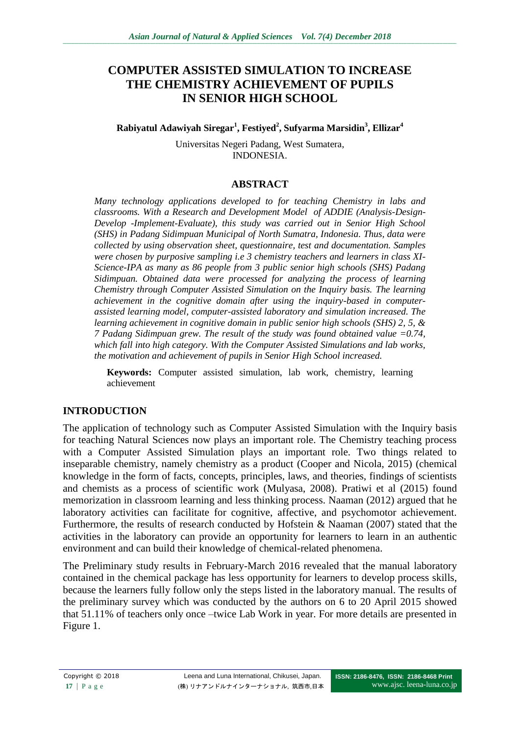# COMPUTER ASSISTED SIMULATION TO INCREASE THE CHEMISTRY ACHIEVEMENT OF PUPILS IN SENIOR HIGH SCHOOL

**Rabiyatul Adawiyah Siregar[1], Festiyed[2], Sufyarma Marsidin[3], Ellizar[4]**

Universitas Negeri Padang, West Sumatera, INDONESIA.

## ABSTRACT

*Many technology applications developed to for teaching Chemistry in labs and classrooms. With a Research and Development Model of ADDIE (Analysis-Design-Develop -Implement-Evaluate), this study was carried out in Senior High School (SHS) in Padang Sidimpuan Municipal of North Sumatra, Indonesia. Thus, data were collected by using observation sheet, questionnaire, test and documentation. Samples were chosen by purposive sampling i.e 3 chemistry teachers and learners in class XI-Science-IPA as many as 86 people from 3 public senior high schools (SHS) Padang Sidimpuan. Obtained data were processed for analyzing the process of learning Chemistry through Computer Assisted Simulation on the Inquiry basis. The learning achievement in the cognitive domain after using the inquiry-based in computer-assisted learning model, computer-assisted laboratory and simulation increased. The learning achievement in cognitive domain in public senior high schools (SHS) 2, 5, & 7 Padang Sidimpuan grew. The result of the study was found obtained value =0.74, which fall into high category. With the Computer Assisted Simulations and lab works, the motivation and achievement of pupils in Senior High School increased.*

**Keywords:** Computer assisted simulation, lab work, chemistry, learning achievement

## INTRODUCTION

The application of technology such as Computer Assisted Simulation with the Inquiry basis for teaching Natural Sciences now plays an important role. The Chemistry teaching process with a Computer Assisted Simulation plays an important role. Two things related to inseparable chemistry, namely chemistry as a product (Cooper and Nicola, 2015) (chemical knowledge in the form of facts, concepts, principles, laws, and theories, findings of scientists and chemists as a process of scientific work (Mulyasa, 2008). Pratiwi et al (2015) found memorization in classroom learning and less thinking process. Naaman (2012) argued that he laboratory activities can facilitate for cognitive, affective, and psychomotor achievement. Furthermore, the results of research conducted by Hofstein & Naaman (2007) stated that the activities in the laboratory can provide an opportunity for learners to learn in an authentic environment and can build their knowledge of chemical-related phenomena.

The Preliminary study results in February-March 2016 revealed that the manual laboratory contained in the chemical package has less opportunity for learners to develop process skills, because the learners fully follow only the steps listed in the laboratory manual. The results of the preliminary survey which was conducted by the authors on 6 to 20 April 2015 showed that 51.11% of teachers only once –twice Lab Work in year. For more details are presented in Figure 1.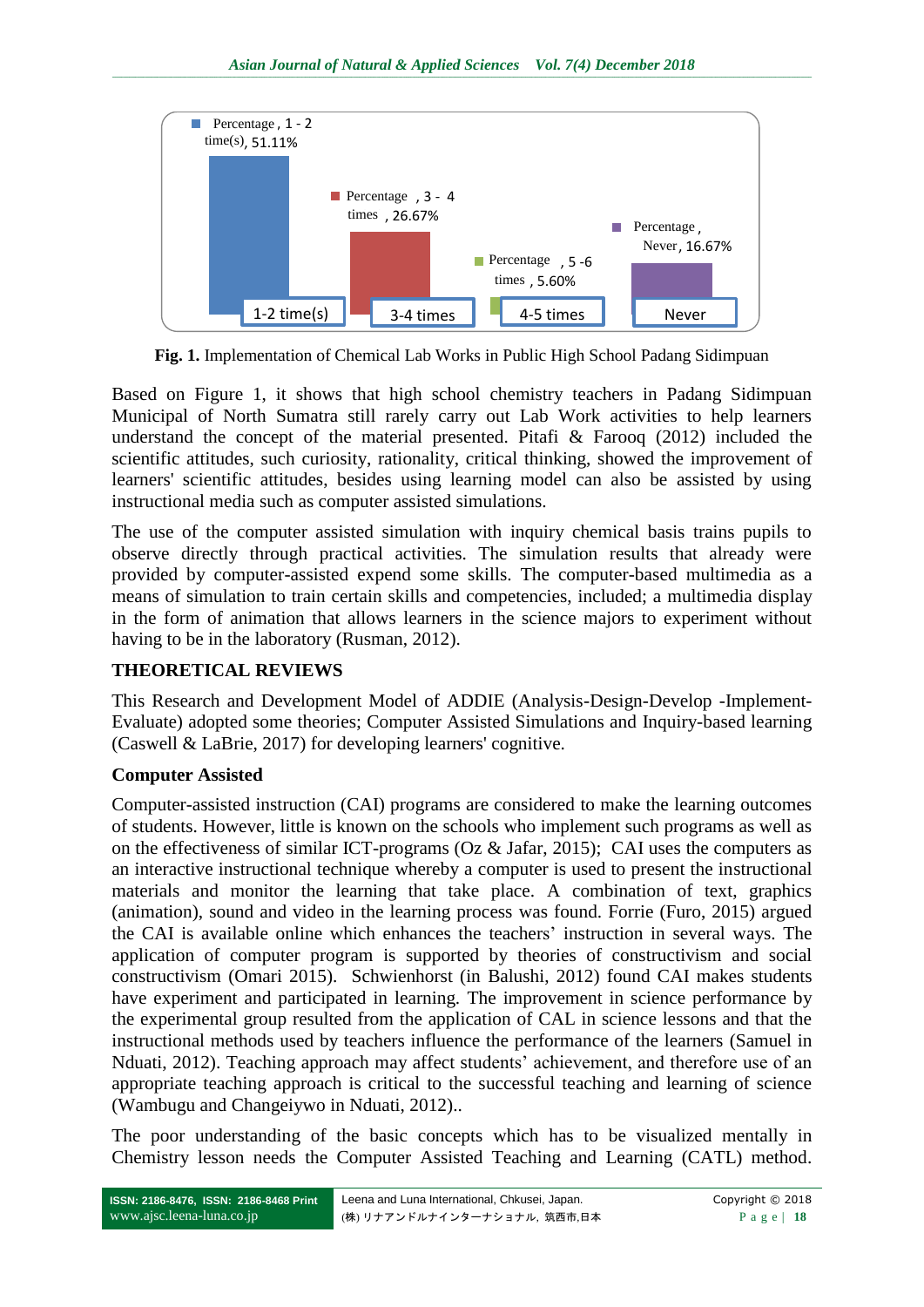Percentage, 1 - 2 time(s), 51.11%

Percentage, 3 - 4 times, 26.67%

Percentage, 5 -6 times, 5.60%

Percentage, Never, 16.67%

1-2 time(s) | 3-4 times | 4-5 times | Never

**Fig. 1.** Implementation of Chemical Lab Works in Public High School Padang Sidimpuan

Based on Figure 1, it shows that high school chemistry teachers in Padang Sidimpuan Municipal of North Sumatra still rarely carry out Lab Work activities to help learners understand the concept of the material presented. Pitafi & Farooq (2012) included the scientific attitudes, such curiosity, rationality, critical thinking, showed the improvement of learners' scientific attitudes, besides using learning model can also be assisted by using instructional media such as computer assisted simulations.

The use of the computer assisted simulation with inquiry chemical basis trains pupils to observe directly through practical activities. The simulation results that already were provided by computer-assisted expend some skills. The computer-based multimedia as a means of simulation to train certain skills and competencies, included; a multimedia display in the form of animation that allows learners in the science majors to experiment without having to be in the laboratory (Rusman, 2012).

## THEORETICAL REVIEWS

This Research and Development Model of ADDIE (Analysis-Design-Develop -Implement-Evaluate) adopted some theories; Computer Assisted Simulations and Inquiry-based learning (Caswell & LaBrie, 2017) for developing learners' cognitive.

### Computer Assisted

Computer-assisted instruction (CAI) programs are considered to make the learning outcomes of students. However, little is known on the schools who implement such programs as well as on the effectiveness of similar ICT-programs (Oz & Jafar, 2015); CAI uses the computers as an interactive instructional technique whereby a computer is used to present the instructional materials and monitor the learning that take place. A combination of text, graphics (animation), sound and video in the learning process was found. Forrie (Furo, 2015) argued the CAI is available online which enhances the teachers' instruction in several ways. The application of computer program is supported by theories of constructivism and social constructivism (Omari 2015). Schwienhorst (in Balushi, 2012) found CAI makes students have experiment and participated in learning. The improvement in science performance by the experimental group resulted from the application of CAL in science lessons and that the instructional methods used by teachers influence the performance of the learners (Samuel in Nduati, 2012). Teaching approach may affect students' achievement, and therefore use of an appropriate teaching approach is critical to the successful teaching and learning of science (Wambugu and Changeiywo in Nduati, 2012)..

The poor understanding of the basic concepts which has to be visualized mentally in Chemistry lesson needs the Computer Assisted Teaching and Learning (CATL) method.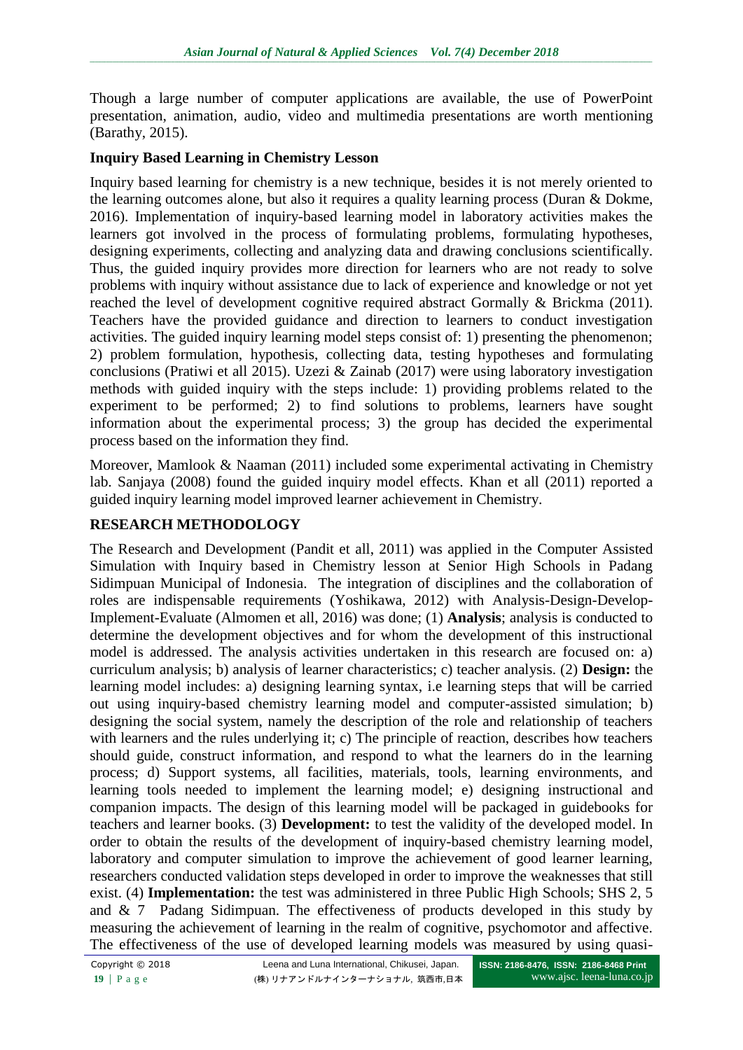Though a large number of computer applications are available, the use of PowerPoint presentation, animation, audio, video and multimedia presentations are worth mentioning (Barathy, 2015).

### Inquiry Based Learning in Chemistry Lesson

Inquiry based learning for chemistry is a new technique, besides it is not merely oriented to the learning outcomes alone, but also it requires a quality learning process (Duran & Dokme, 2016). Implementation of inquiry-based learning model in laboratory activities makes the learners got involved in the process of formulating problems, formulating hypotheses, designing experiments, collecting and analyzing data and drawing conclusions scientifically. Thus, the guided inquiry provides more direction for learners who are not ready to solve problems with inquiry without assistance due to lack of experience and knowledge or not yet reached the level of development cognitive required abstract Gormally & Brickma (2011). Teachers have the provided guidance and direction to learners to conduct investigation activities. The guided inquiry learning model steps consist of: 1) presenting the phenomenon; 2) problem formulation, hypothesis, collecting data, testing hypotheses and formulating conclusions (Pratiwi et all 2015). Uzezi & Zainab (2017) were using laboratory investigation methods with guided inquiry with the steps include: 1) providing problems related to the experiment to be performed; 2) to find solutions to problems, learners have sought information about the experimental process; 3) the group has decided the experimental process based on the information they find.

Moreover, Mamlook & Naaman (2011) included some experimental activating in Chemistry lab. Sanjaya (2008) found the guided inquiry model effects. Khan et all (2011) reported a guided inquiry learning model improved learner achievement in Chemistry.

## RESEARCH METHODOLOGY

The Research and Development (Pandit et all, 2011) was applied in the Computer Assisted Simulation with Inquiry based in Chemistry lesson at Senior High Schools in Padang Sidimpuan Municipal of Indonesia. The integration of disciplines and the collaboration of roles are indispensable requirements (Yoshikawa, 2012) with Analysis-Design-Develop-Implement-Evaluate (Almomen et all, 2016) was done; (1) **Analysis**; analysis is conducted to determine the development objectives and for whom the development of this instructional model is addressed. The analysis activities undertaken in this research are focused on: a) curriculum analysis; b) analysis of learner characteristics; c) teacher analysis. (2) **Design:** the learning model includes: a) designing learning syntax, i.e learning steps that will be carried out using inquiry-based chemistry learning model and computer-assisted simulation; b) designing the social system, namely the description of the role and relationship of teachers with learners and the rules underlying it; c) The principle of reaction, describes how teachers should guide, construct information, and respond to what the learners do in the learning process; d) Support systems, all facilities, materials, tools, learning environments, and learning tools needed to implement the learning model; e) designing instructional and companion impacts. The design of this learning model will be packaged in guidebooks for teachers and learner books. (3) **Development:** to test the validity of the developed model. In order to obtain the results of the development of inquiry-based chemistry learning model, laboratory and computer simulation to improve the achievement of good learner learning, researchers conducted validation steps developed in order to improve the weaknesses that still exist. (4) **Implementation:** the test was administered in three Public High Schools; SHS 2, 5 and & 7 Padang Sidimpuan. The effectiveness of products developed in this study by measuring the achievement of learning in the realm of cognitive, psychomotor and affective. The effectiveness of the use of developed learning models was measured by using quasi-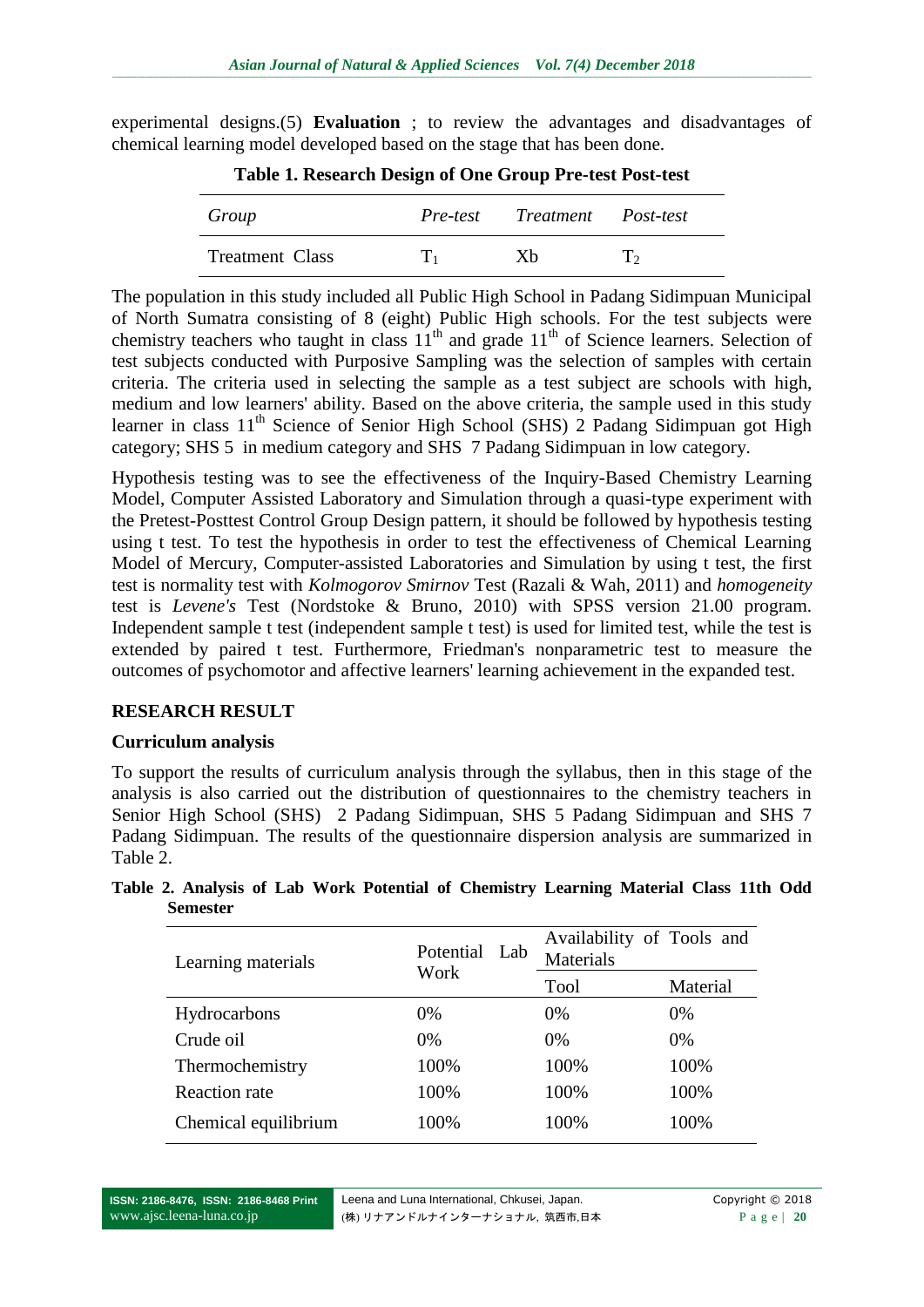experimental designs.(5) **Evaluation** ; to review the advantages and disadvantages of chemical learning model developed based on the stage that has been done.

**Table 1. Research Design of One Group Pre-test Post-test**

| *Group* | *Pre-test* | *Treatment* | *Post-test* |
|---|---|---|---|
| Treatment Class | $T_1$ | Xb | $T_2$ |

The population in this study included all Public High School in Padang Sidimpuan Municipal of North Sumatra consisting of 8 (eight) Public High schools. For the test subjects were chemistry teachers who taught in class $11^{th}$ and grade $11^{th}$ of Science learners. Selection of test subjects conducted with Purposive Sampling was the selection of samples with certain criteria. The criteria used in selecting the sample as a test subject are schools with high, medium and low learners' ability. Based on the above criteria, the sample used in this study learner in class $11^{th}$ Science of Senior High School (SHS) 2 Padang Sidimpuan got High category; SHS 5 in medium category and SHS 7 Padang Sidimpuan in low category.

Hypothesis testing was to see the effectiveness of the Inquiry-Based Chemistry Learning Model, Computer Assisted Laboratory and Simulation through a quasi-type experiment with the Pretest-Posttest Control Group Design pattern, it should be followed by hypothesis testing using t test. To test the hypothesis in order to test the effectiveness of Chemical Learning Model of Mercury, Computer-assisted Laboratories and Simulation by using t test, the first test is normality test with *Kolmogorov Smirnov* Test (Razali & Wah, 2011) and *homogeneity* test is *Levene's* Test (Nordstoke & Bruno, 2010) with SPSS version 21.00 program. Independent sample t test (independent sample t test) is used for limited test, while the test is extended by paired t test. Furthermore, Friedman's nonparametric test to measure the outcomes of psychomotor and affective learners' learning achievement in the expanded test.

## RESEARCH RESULT

### Curriculum analysis

To support the results of curriculum analysis through the syllabus, then in this stage of the analysis is also carried out the distribution of questionnaires to the chemistry teachers in Senior High School (SHS) 2 Padang Sidimpuan, SHS 5 Padang Sidimpuan and SHS 7 Padang Sidimpuan. The results of the questionnaire dispersion analysis are summarized in Table 2.

**Table 2. Analysis of Lab Work Potential of Chemistry Learning Material Class 11th Odd Semester**

| Learning materials | Potential Lab Work | Availability of Tools and Materials | |
|---|---|---|---|
| | | Tool | Material |
| Hydrocarbons | 0% | 0% | 0% |
| Crude oil | 0% | 0% | 0% |
| Thermochemistry | 100% | 100% | 100% |
| Reaction rate | 100% | 100% | 100% |
| Chemical equilibrium | 100% | 100% | 100% |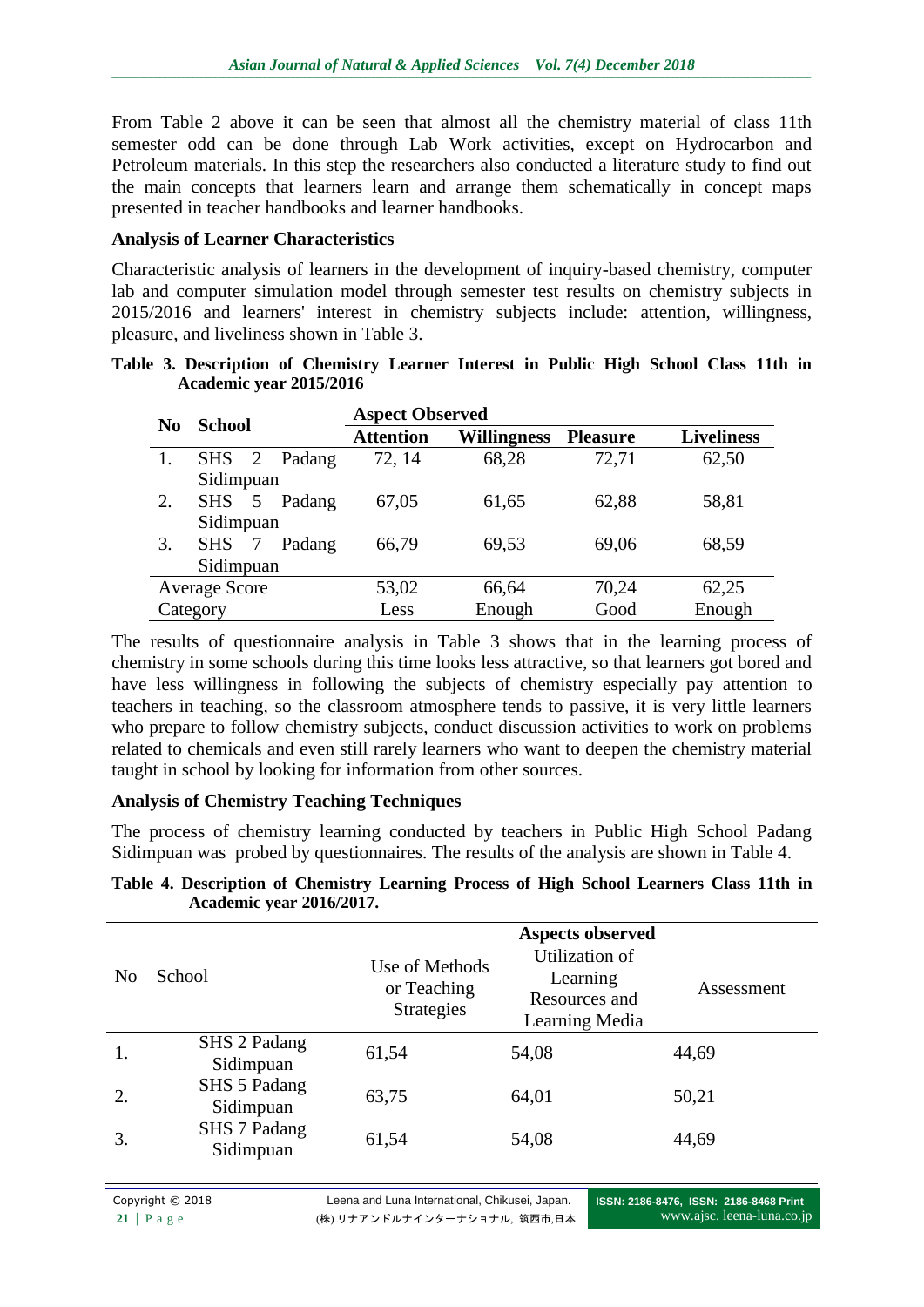From Table 2 above it can be seen that almost all the chemistry material of class 11th semester odd can be done through Lab Work activities, except on Hydrocarbon and Petroleum materials. In this step the researchers also conducted a literature study to find out the main concepts that learners learn and arrange them schematically in concept maps presented in teacher handbooks and learner handbooks.

**Analysis of Learner Characteristics**

Characteristic analysis of learners in the development of inquiry-based chemistry, computer lab and computer simulation model through semester test results on chemistry subjects in 2015/2016 and learners' interest in chemistry subjects include: attention, willingness, pleasure, and liveliness shown in Table 3.

**Table 3. Description of Chemistry Learner Interest in Public High School Class 11th in Academic year 2015/2016**

| No | School | Aspect Observed | | | |
|---|---|---|---|---|---|
| | | Attention | Willingness | Pleasure | Liveliness |
| 1. | SHS 2 Padang Sidimpuan | 72, 14 | 68,28 | 72,71 | 62,50 |
| 2. | SHS 5 Padang Sidimpuan | 67,05 | 61,65 | 62,88 | 58,81 |
| 3. | SHS 7 Padang Sidimpuan | 66,79 | 69,53 | 69,06 | 68,59 |
| Average Score | | 53,02 | 66,64 | 70,24 | 62,25 |
| Category | | Less | Enough | Good | Enough |

The results of questionnaire analysis in Table 3 shows that in the learning process of chemistry in some schools during this time looks less attractive, so that learners got bored and have less willingness in following the subjects of chemistry especially pay attention to teachers in teaching, so the classroom atmosphere tends to passive, it is very little learners who prepare to follow chemistry subjects, conduct discussion activities to work on problems related to chemicals and even still rarely learners who want to deepen the chemistry material taught in school by looking for information from other sources.

**Analysis of Chemistry Teaching Techniques**

The process of chemistry learning conducted by teachers in Public High School Padang Sidimpuan was probed by questionnaires. The results of the analysis are shown in Table 4.

**Table 4. Description of Chemistry Learning Process of High School Learners Class 11th in Academic year 2016/2017.**

| No | School | Aspects observed | | |
|---|---|---|---|---|
| | | Use of Methods or Teaching Strategies | Utilization of Learning Resources and Learning Media | Assessment |
| 1. | SHS 2 Padang Sidimpuan | 61,54 | 54,08 | 44,69 |
| 2. | SHS 5 Padang Sidimpuan | 63,75 | 64,01 | 50,21 |
| 3. | SHS 7 Padang Sidimpuan | 61,54 | 54,08 | 44,69 |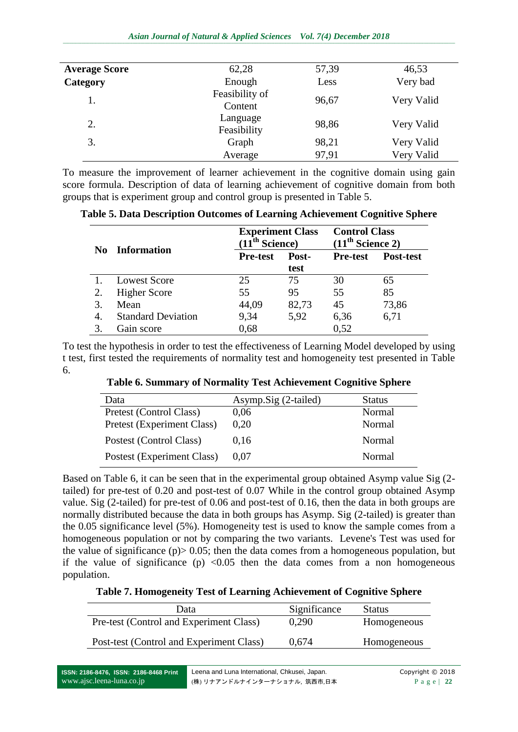| | | | |
|---|---|---|---|
| **Average Score** | 62,28 | 57,39 | 46,53 |
| **Category** | Enough | Less | Very bad |
| 1. | Feasibility of Content | 96,67 | Very Valid |
| 2. | Language Feasibility | 98,86 | Very Valid |
| 3. | Graph | 98,21 | Very Valid |
| | Average | 97,91 | Very Valid |

To measure the improvement of learner achievement in the cognitive domain using gain score formula. Description of data of learning achievement of cognitive domain from both groups that is experiment group and control group is presented in Table 5.

**Table 5. Data Description Outcomes of Learning Achievement Cognitive Sphere**

| **No** | **Information** | **Experiment Class ($11^{th}$ Science)** | | **Control Class ($11^{th}$ Science 2)** | |
|---|---|---|---|---|---|
| | | **Pre-test** | **Post-test** | **Pre-test** | **Post-test** |
| 1. | Lowest Score | 25 | 75 | 30 | 65 |
| 2. | Higher Score | 55 | 95 | 55 | 85 |
| 3. | Mean | 44,09 | 82,73 | 45 | 73,86 |
| 4. | Standard Deviation | 9,34 | 5,92 | 6,36 | 6,71 |
| 3. | Gain score | 0,68 | | 0,52 | |

To test the hypothesis in order to test the effectiveness of Learning Model developed by using t test, first tested the requirements of normality test and homogeneity test presented in Table 6.

**Table 6. Summary of Normality Test Achievement Cognitive Sphere**

| Data | Asymp.Sig (2-tailed) | Status |
|---|---|---|
| Pretest (Control Class) | 0,06 | Normal |
| Pretest (Experiment Class) | 0,20 | Normal |
| Postest (Control Class) | 0,16 | Normal |
| Postest (Experiment Class) | 0,07 | Normal |

Based on Table 6, it can be seen that in the experimental group obtained Asymp value Sig (2-tailed) for pre-test of 0.20 and post-test of 0.07 While in the control group obtained Asymp value. Sig (2-tailed) for pre-test of 0.06 and post-test of 0.16, then the data in both groups are normally distributed because the data in both groups has Asymp. Sig (2-tailed) is greater than the 0.05 significance level (5%). Homogeneity test is used to know the sample comes from a homogeneous population or not by comparing the two variants. Levene's Test was used for the value of significance (p)> 0.05; then the data comes from a homogeneous population, but if the value of significance (p) <0.05 then the data comes from a non homogeneous population.

**Table 7. Homogeneity Test of Learning Achievement of Cognitive Sphere**

| Data | Significance | Status |
|---|---|---|
| Pre-test (Control and Experiment Class) | 0,290 | Homogeneous |
| Post-test (Control and Experiment Class) | 0,674 | Homogeneous |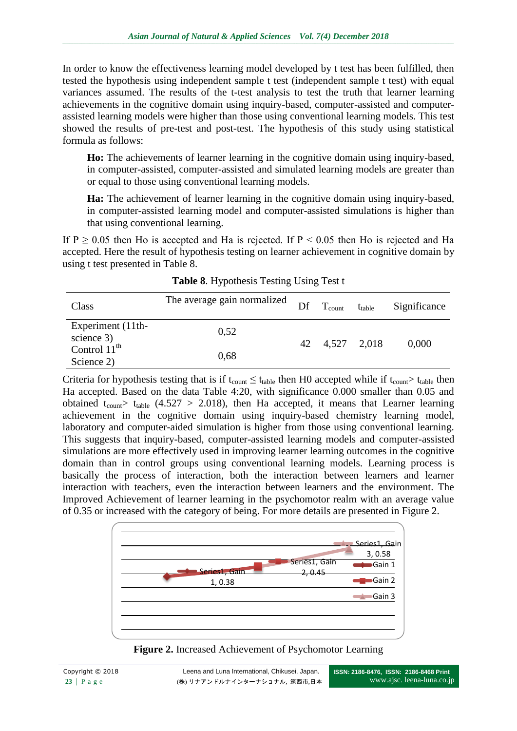In order to know the effectiveness learning model developed by t test has been fulfilled, then tested the hypothesis using independent sample t test (independent sample t test) with equal variances assumed. The results of the t-test analysis to test the truth that learner learning achievements in the cognitive domain using inquiry-based, computer-assisted and computer-assisted learning models were higher than those using conventional learning models. This test showed the results of pre-test and post-test. The hypothesis of this study using statistical formula as follows:

**Ho:** The achievements of learner learning in the cognitive domain using inquiry-based, in computer-assisted, computer-assisted and simulated learning models are greater than or equal to those using conventional learning models.

**Ha:** The achievement of learner learning in the cognitive domain using inquiry-based, in computer-assisted learning model and computer-assisted simulations is higher than that using conventional learning.

If $P \geq 0.05$ then Ho is accepted and Ha is rejected. If $P < 0.05$ then Ho is rejected and Ha accepted. Here the result of hypothesis testing on learner achievement in cognitive domain by using t test presented in Table 8.

**Table 8**. Hypothesis Testing Using Test t

| Class | The average gain normalized | Df | $T_{count}$ | $t_{table}$ | Significance |
|---|---|---|---|---|---|
| Experiment (11th-science 3) | 0,52 | 42 | 4,527 | 2,018 | 0,000 |
| Control 11$^{th}$ Science 2) | 0,68 | | | | |

Criteria for hypothesis testing that is if $t_{count} \leq t_{table}$ then H0 accepted while if $t_{count} > t_{table}$ then Ha accepted. Based on the data Table 4:20, with significance 0.000 smaller than 0.05 and obtained $t_{count} > t_{table}$ (4.527 > 2.018), then Ha accepted, it means that Learner learning achievement in the cognitive domain using inquiry-based chemistry learning model, laboratory and computer-aided simulation is higher from those using conventional learning. This suggests that inquiry-based, computer-assisted learning models and computer-assisted simulations are more effectively used in improving learner learning outcomes in the cognitive domain than in control groups using conventional learning models. Learning process is basically the process of interaction, both the interaction between learners and learner interaction with teachers, even the interaction between learners and the environment. The Improved Achievement of learner learning in the psychomotor realm with an average value of 0.35 or increased with the category of being. For more details are presented in Figure 2.

**Figure 2.** Increased Achievement of Psychomotor Learning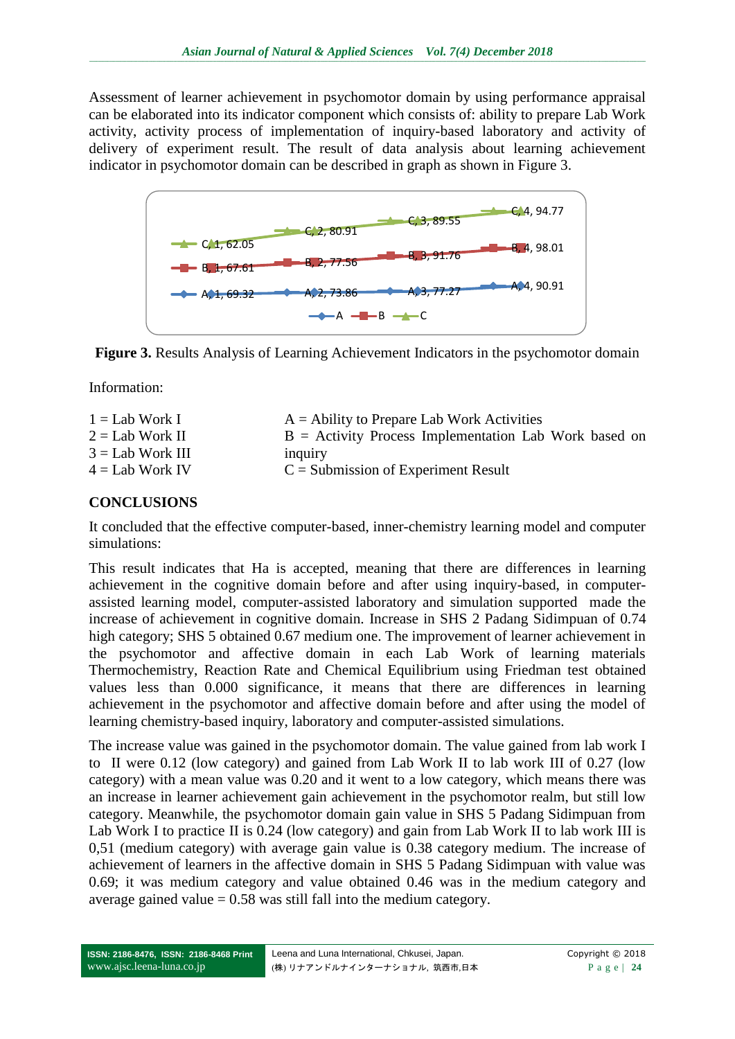Assessment of learner achievement in psychomotor domain by using performance appraisal can be elaborated into its indicator component which consists of: ability to prepare Lab Work activity, activity process of implementation of inquiry-based laboratory and activity of delivery of experiment result. The result of data analysis about learning achievement indicator in psychomotor domain can be described in graph as shown in Figure 3.

**Figure 3.** Results Analysis of Learning Achievement Indicators in the psychomotor domain

Information:

1 = Lab Work I
2 = Lab Work II
3 = Lab Work III
4 = Lab Work IV

A = Ability to Prepare Lab Work Activities
B = Activity Process Implementation Lab Work based on inquiry
C = Submission of Experiment Result

## CONCLUSIONS

It concluded that the effective computer-based, inner-chemistry learning model and computer simulations:

This result indicates that Ha is accepted, meaning that there are differences in learning achievement in the cognitive domain before and after using inquiry-based, in computer-assisted learning model, computer-assisted laboratory and simulation supported made the increase of achievement in cognitive domain. Increase in SHS 2 Padang Sidimpuan of 0.74 high category; SHS 5 obtained 0.67 medium one. The improvement of learner achievement in the psychomotor and affective domain in each Lab Work of learning materials Thermochemistry, Reaction Rate and Chemical Equilibrium using Friedman test obtained values less than 0.000 significance, it means that there are differences in learning achievement in the psychomotor and affective domain before and after using the model of learning chemistry-based inquiry, laboratory and computer-assisted simulations.

The increase value was gained in the psychomotor domain. The value gained from lab work I to II were 0.12 (low category) and gained from Lab Work II to lab work III of 0.27 (low category) with a mean value was 0.20 and it went to a low category, which means there was an increase in learner achievement gain achievement in the psychomotor realm, but still low category. Meanwhile, the psychomotor domain gain value in SHS 5 Padang Sidimpuan from Lab Work I to practice II is 0.24 (low category) and gain from Lab Work II to lab work III is 0,51 (medium category) with average gain value is 0.38 category medium. The increase of achievement of learners in the affective domain in SHS 5 Padang Sidimpuan with value was 0.69; it was medium category and value obtained 0.46 was in the medium category and average gained value = 0.58 was still fall into the medium category.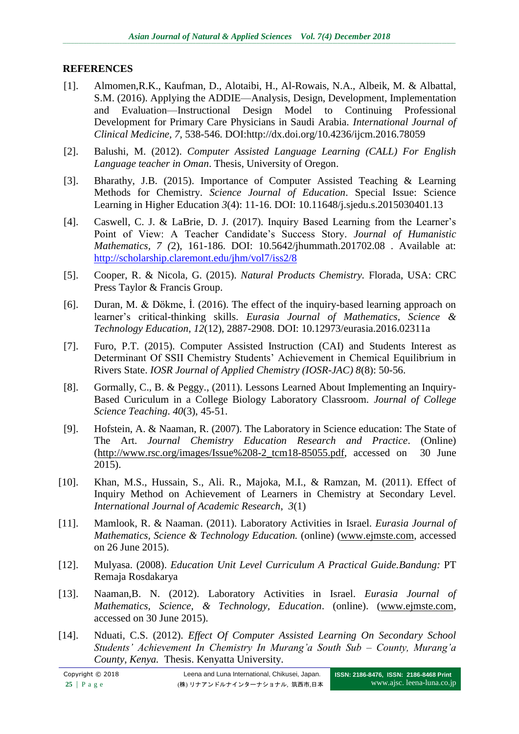## REFERENCES

[1]. Almomen,R.K., Kaufman, D., Alotaibi, H., Al-Rowais, N.A., Albeik, M. & Albattal, S.M. (2016). Applying the ADDIE—Analysis, Design, Development, Implementation and Evaluation—Instructional Design Model to Continuing Professional Development for Primary Care Physicians in Saudi Arabia. *International Journal of Clinical Medicine*, *7*, 538-546. DOI:http://dx.doi.org/10.4236/ijcm.2016.78059

[2]. Balushi, M. (2012). *Computer Assisted Language Learning (CALL) For English Language teacher in Oman*. Thesis, University of Oregon.

[3]. Bharathy, J.B. (2015). Importance of Computer Assisted Teaching & Learning Methods for Chemistry. *Science Journal of Education*. Special Issue: Science Learning in Higher Education *3*(4): 11-16. DOI: 10.11648/j.sjedu.s.2015030401.13

[4]. Caswell, C. J. & LaBrie, D. J. (2017). Inquiry Based Learning from the Learner's Point of View: A Teacher Candidate's Success Story. *Journal of Humanistic Mathematics*, *7 (*2), 161-186. DOI: 10.5642/jhummath.201702.08 . Available at: http://scholarship.claremont.edu/jhm/vol7/iss2/8

[5]. Cooper, R. & Nicola, G. (2015). *Natural Products Chemistry*. Florada, USA: CRC Press Taylor & Francis Group.

[6]. Duran, M. & Dökme, İ. (2016). The effect of the inquiry-based learning approach on learner's critical-thinking skills. *Eurasia Journal of Mathematics, Science & Technology Education*, *12*(12), 2887-2908. DOI: 10.12973/eurasia.2016.02311a

[7]. Furo, P.T. (2015). Computer Assisted Instruction (CAI) and Students Interest as Determinant Of SSII Chemistry Students' Achievement in Chemical Equilibrium in Rivers State. *IOSR Journal of Applied Chemistry (IOSR-JAC) 8*(8): 50-56.

[8]. Gormally, C., B. & Peggy., (2011). Lessons Learned About Implementing an Inquiry-Based Curiculum in a College Biology Laboratory Classroom. *Journal of College Science Teaching*. *40*(3), 45-51.

[9]. Hofstein, A. & Naaman, R. (2007). The Laboratory in Science education: The State of The Art. *Journal Chemistry Education Research and Practice*. (Online) (http://www.rsc.org/images/Issue%208-2_tcm18-85055.pdf, accessed on 30 June 2015).

[10]. Khan, M.S., Hussain, S., Ali. R., Majoka, M.I., & Ramzan, M. (2011). Effect of Inquiry Method on Achievement of Learners in Chemistry at Secondary Level. *International Journal of Academic Research*, *3*(1)

[11]. Mamlook, R. & Naaman. (2011). Laboratory Activities in Israel. *Eurasia Journal of Mathematics, Science & Technology Education.* (online) (www.ejmste.com, accessed on 26 June 2015).

[12]. Mulyasa. (2008). *Education Unit Level Curriculum A Practical Guide.Bandung:* PT Remaja Rosdakarya

[13]. Naaman,B. N. (2012). Laboratory Activities in Israel. *Eurasia Journal of Mathematics, Science, & Technology, Education*. (online). (www.ejmste.com, accessed on 30 June 2015).

[14]. Nduati, C.S. (2012). *Effect Of Computer Assisted Learning On Secondary School Students' Achievement In Chemistry In Murang'a South Sub – County, Murang'a County, Kenya.* Thesis. Kenyatta University.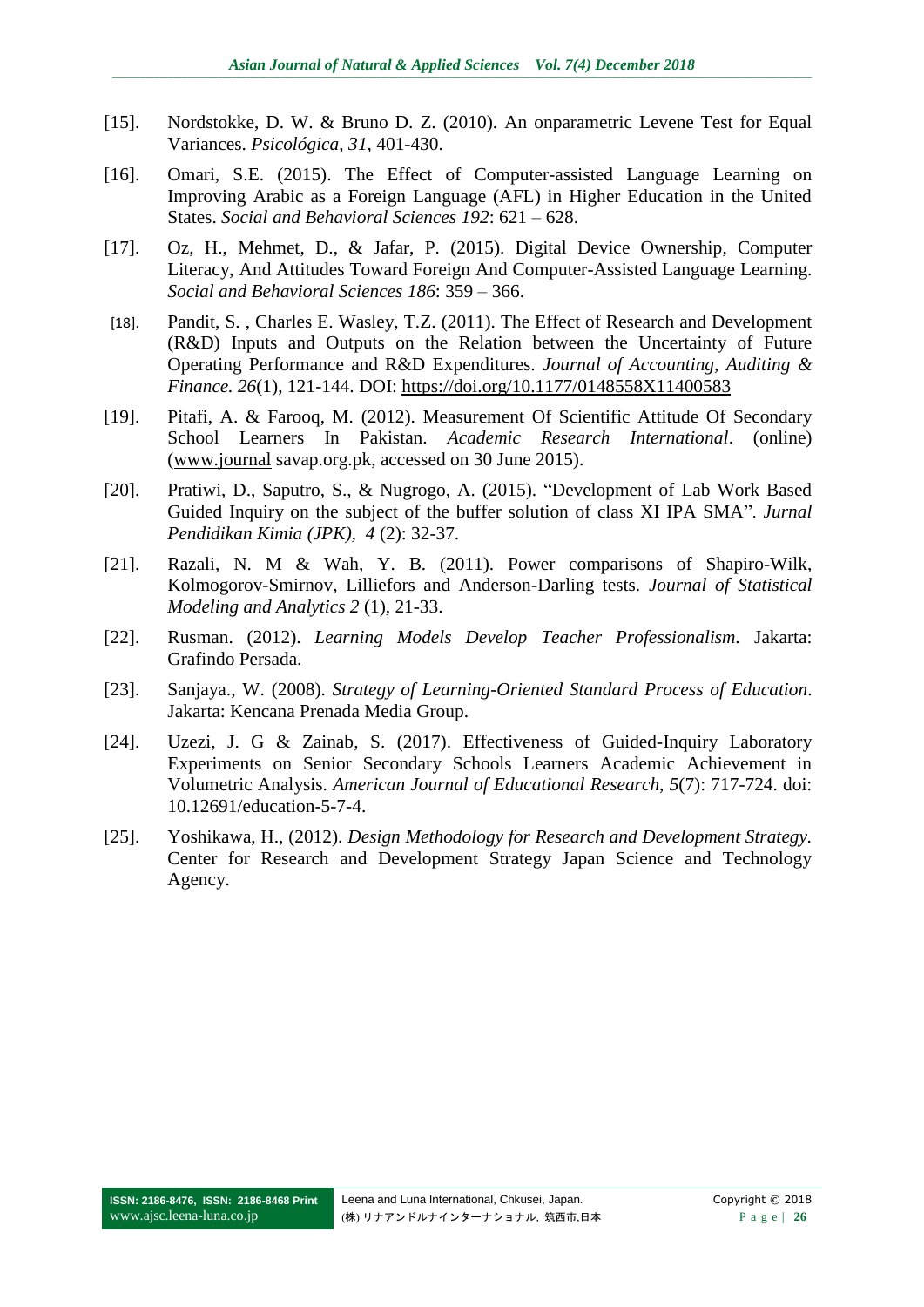[15]. Nordstokke, D. W. & Bruno D. Z. (2010). An onparametric Levene Test for Equal Variances. *Psicológica*, *31*, 401-430.

[16]. Omari, S.E. (2015). The Effect of Computer-assisted Language Learning on Improving Arabic as a Foreign Language (AFL) in Higher Education in the United States. *Social and Behavioral Sciences 192*: 621 – 628.

[17]. Oz, H., Mehmet, D., & Jafar, P. (2015). Digital Device Ownership, Computer Literacy, And Attitudes Toward Foreign And Computer-Assisted Language Learning. *Social and Behavioral Sciences 186*: 359 – 366.

[18]. Pandit, S. , Charles E. Wasley, T.Z. (2011). The Effect of Research and Development (R&D) Inputs and Outputs on the Relation between the Uncertainty of Future Operating Performance and R&D Expenditures. *Journal of Accounting, Auditing & Finance. 26*(1), 121-144. DOI: https://doi.org/10.1177/0148558X11400583

[19]. Pitafi, A. & Farooq, M. (2012). Measurement Of Scientific Attitude Of Secondary School Learners In Pakistan. *Academic Research International*. (online) (www.journal savap.org.pk, accessed on 30 June 2015).

[20]. Pratiwi, D., Saputro, S., & Nugrogo, A. (2015). "Development of Lab Work Based Guided Inquiry on the subject of the buffer solution of class XI IPA SMA". *Jurnal Pendidikan Kimia (JPK), 4* (2): 32-37.

[21]. Razali, N. M & Wah, Y. B. (2011). Power comparisons of Shapiro-Wilk, Kolmogorov-Smirnov, Lilliefors and Anderson-Darling tests. *Journal of Statistical Modeling and Analytics 2* (1), 21-33.

[22]. Rusman. (2012). *Learning Models Develop Teacher Professionalism*. Jakarta: Grafindo Persada.

[23]. Sanjaya., W. (2008). *Strategy of Learning-Oriented Standard Process of Education*. Jakarta: Kencana Prenada Media Group.

[24]. Uzezi, J. G & Zainab, S. (2017). Effectiveness of Guided-Inquiry Laboratory Experiments on Senior Secondary Schools Learners Academic Achievement in Volumetric Analysis. *American Journal of Educational Research*, *5*(7): 717-724. doi: 10.12691/education-5-7-4.

[25]. Yoshikawa, H., (2012). *Design Methodology for Research and Development Strategy.* Center for Research and Development Strategy Japan Science and Technology Agency.